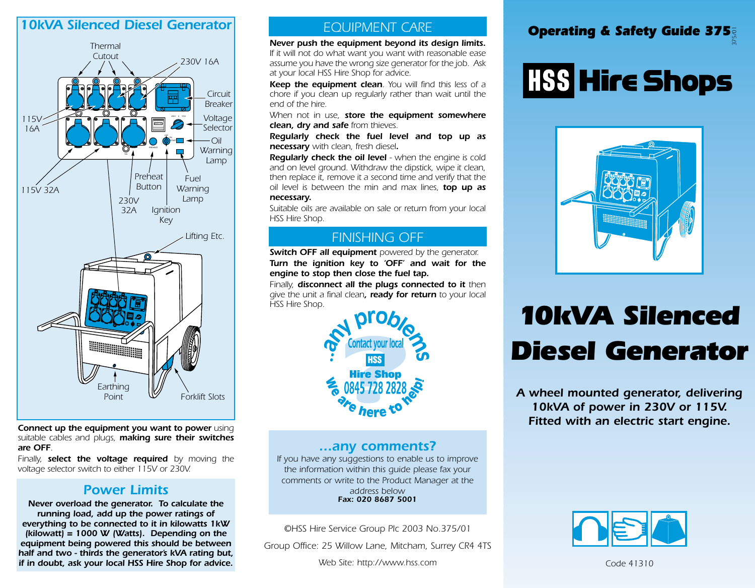## 10kVA Silenced Diesel Generator

Thermal Cutout

230V 16A

Circuit Breaker

115V 16A

Voltage Selector

Oil Warning Lamp

115V 32A

Preheat Button

Fuel Warning Lamp

230V 32A

Ignition Key

Lifting Etc.

Earthing Point

Forklift Slots

**Connect up the equipment you want to power** using suitable cables and plugs, **making sure their switches are OFF**.

Finally, **select the voltage required** by moving the voltage selector switch to either 115V or 230V.

### Power Limits

**Never overload the generator. To calculate the running load, add up the power ratings of everything to be connected to it in kilowatts 1kW (kilowatt) = 1000 W (Watts). Depending on the equipment being powered this should be between half and two - thirds the generator's kVA rating but, if in doubt, ask your local HSS Hire Shop for advice.**

## EQUIPMENT CARE

**Never push the equipment beyond its design limits.** If it will not do what want you want with reasonable ease assume you have the wrong size generator for the job. Ask at your local HSS Hire Shop for advice.

**Keep the equipment clean**. You will find this less of a chore if you clean up regularly rather than wait until the end of the hire.

When not in use, **store the equipment somewhere clean, dry and safe** from thieves.

**Regularly check the fuel level and top up as necessary** with clean, fresh diesel**.**

**Regularly check the oil level** - when the engine is cold and on level ground. Withdraw the dipstick, wipe it clean, then replace it, remove it a second time and verify that the oil level is between the min and max lines, **top up as necessary.**

Suitable oils are available on sale or return from your local HSS Hire Shop.

## FINISHING OFF

**Switch OFF all equipment** powered by the generator.

**Turn the ignition key to 'OFF' and wait for the engine to stop then close the fuel tap.**

Finally, **disconnect all the plugs connected to it** then give the unit a final clean**, ready for return** to your local HSS Hire Shop.

...any problems? Contact your local HSS Hire Shop 0845 728 2828 We are here to help!

### ...any comments?

If you have any suggestions to enable us to improve the information within this guide please fax your comments or write to the Product Manager at the address below

**Fax: 020 8687 5001**

©HSS Hire Service Group Plc 2003 No.375/01

Group Office: 25 Willow Lane, Mitcham, Surrey CR4 4TS

Web Site: http://www.hss.com

**Operating & Safety Guide 375** 375/01

**HSS Hire Shops**

# 10kVA Silenced Diesel Generator

*A wheel mounted generator, delivering 10kVA of power in 230V or 115V. Fitted with an electric start engine.*

Code 41310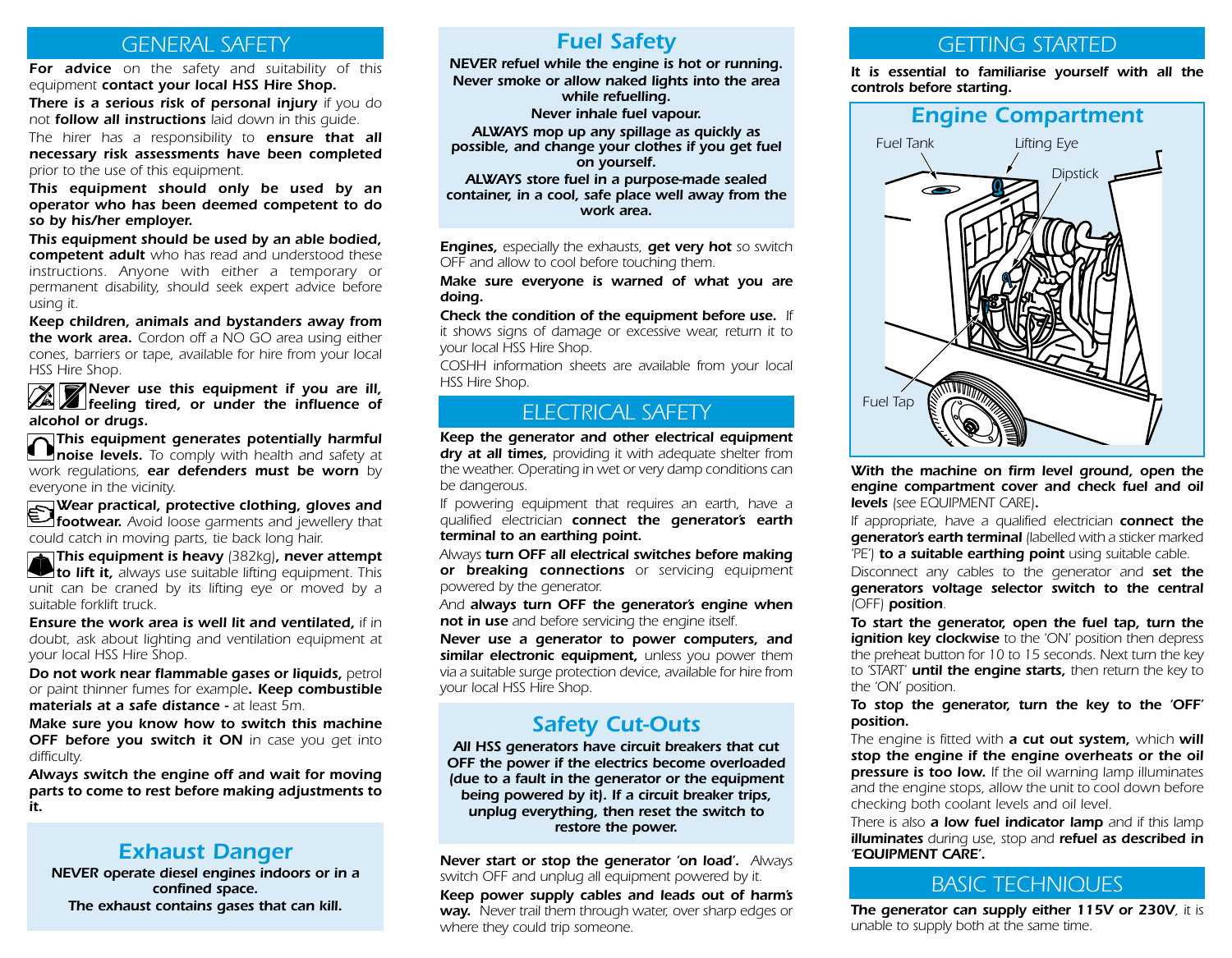## GENERAL SAFETY

**For advice** on the safety and suitability of this equipment **contact your local HSS Hire Shop.**

**There is a serious risk of personal injury** if you do not **follow all instructions** laid down in this guide.

The hirer has a responsibility to **ensure that all necessary risk assessments have been completed** prior to the use of this equipment.

**This equipment should only be used by an operator who has been deemed competent to do so by his/her employer.**

**This equipment should be used by an able bodied, competent adult** who has read and understood these instructions. Anyone with either a temporary or permanent disability, should seek expert advice before using it.

**Keep children, animals and bystanders away from the work area.** Cordon off a NO GO area using either cones, barriers or tape, available for hire from your local HSS Hire Shop.

**Never use this equipment if you are ill, feeling tired, or under the influence of alcohol or drugs.**

**This equipment generates potentially harmful noise levels.** To comply with health and safety at work regulations, **ear defenders must be worn** by everyone in the vicinity.

***Wear practical, protective clothing, gloves and footwear.*** Avoid loose garments and jewellery that could catch in moving parts, tie back long hair.

**This equipment is heavy** (382kg)**, never attempt to lift it,** always use suitable lifting equipment. This unit can be craned by its lifting eye or moved by a suitable forklift truck.

**Ensure the work area is well lit and ventilated,** if in doubt, ask about lighting and ventilation equipment at your local HSS Hire Shop.

**Do not work near flammable gases or liquids,** petrol or paint thinner fumes for example**. Keep combustible materials at a safe distance -** at least 5m.

**Make sure you know how to switch this machine OFF before you switch it ON** in case you get into difficulty.

***Always switch the engine off and wait for moving parts to come to rest before making adjustments to it.***

### Exhaust Danger

***NEVER operate diesel engines indoors or in a confined space.***

***The exhaust contains gases that can kill.***

### Fuel Safety

***NEVER refuel while the engine is hot or running.***

***Never smoke or allow naked lights into the area while refuelling.***

***Never inhale fuel vapour.***

***ALWAYS mop up any spillage as quickly as possible, and change your clothes if you get fuel on yourself.***

***ALWAYS store fuel in a purpose-made sealed container, in a cool, safe place well away from the work area.***

**Engines,** especially the exhausts, **get very hot** so switch OFF and allow to cool before touching them.

**Make sure everyone is warned of what you are doing.**

**Check the condition of the equipment before use.** If it shows signs of damage or excessive wear, return it to your local HSS Hire Shop.

COSHH information sheets are available from your local HSS Hire Shop.

## ELECTRICAL SAFETY

**Keep the generator and other electrical equipment dry at all times,** providing it with adequate shelter from the weather. Operating in wet or very damp conditions can be dangerous.

If powering equipment that requires an earth, have a qualified electrician **connect the generator's earth terminal to an earthing point.**

Always **turn OFF all electrical switches before making or breaking connections** or servicing equipment powered by the generator.

And **always turn OFF the generator's engine when not in use** and before servicing the engine itself.

**Never use a generator to power computers, and similar electronic equipment,** unless you power them via a suitable surge protection device, available for hire from your local HSS Hire Shop.

### Safety Cut-Outs

***All HSS generators have circuit breakers that cut OFF the power if the electrics become overloaded (due to a fault in the generator or the equipment being powered by it). If a circuit breaker trips, unplug everything, then reset the switch to restore the power.***

**Never start or stop the generator 'on load'.** Always switch OFF and unplug all equipment powered by it.

**Keep power supply cables and leads out of harm's way.** Never trail them through water, over sharp edges or where they could trip someone.

## GETTING STARTED

***It is essential to familiarise yourself with all the controls before starting.***

### Engine Compartment

Fuel Tank
Lifting Eye
Dipstick
Fuel Tap

**With the machine on firm level ground, open the engine compartment cover and check fuel and oil levels** (see EQUIPMENT CARE)**.**

If appropriate, have a qualified electrician **connect the generator's earth terminal** (labelled with a sticker marked 'PE') **to a suitable earthing point** using suitable cable.

Disconnect any cables to the generator and **set the generators voltage selector switch to the central** (OFF) **position**.

**To start the generator, open the fuel tap, turn the ignition key clockwise** to the 'ON' position then depress the preheat button for 10 to 15 seconds. Next turn the key to 'START' **until the engine starts,** then return the key to the 'ON' position.

**To stop the generator, turn the key to the 'OFF' position.**

The engine is fitted with **a cut out system,** which **will stop the engine if the engine overheats or the oil pressure is too low.** If the oil warning lamp illuminates and the engine stops, allow the unit to cool down before checking both coolant levels and oil level.

There is also **a low fuel indicator lamp** and if this lamp **illuminates** during use, stop and **refuel as described in 'EQUIPMENT CARE'.**

## BASIC TECHNIQUES

**The generator can supply either 115V or 230V**, it is unable to supply both at the same time.